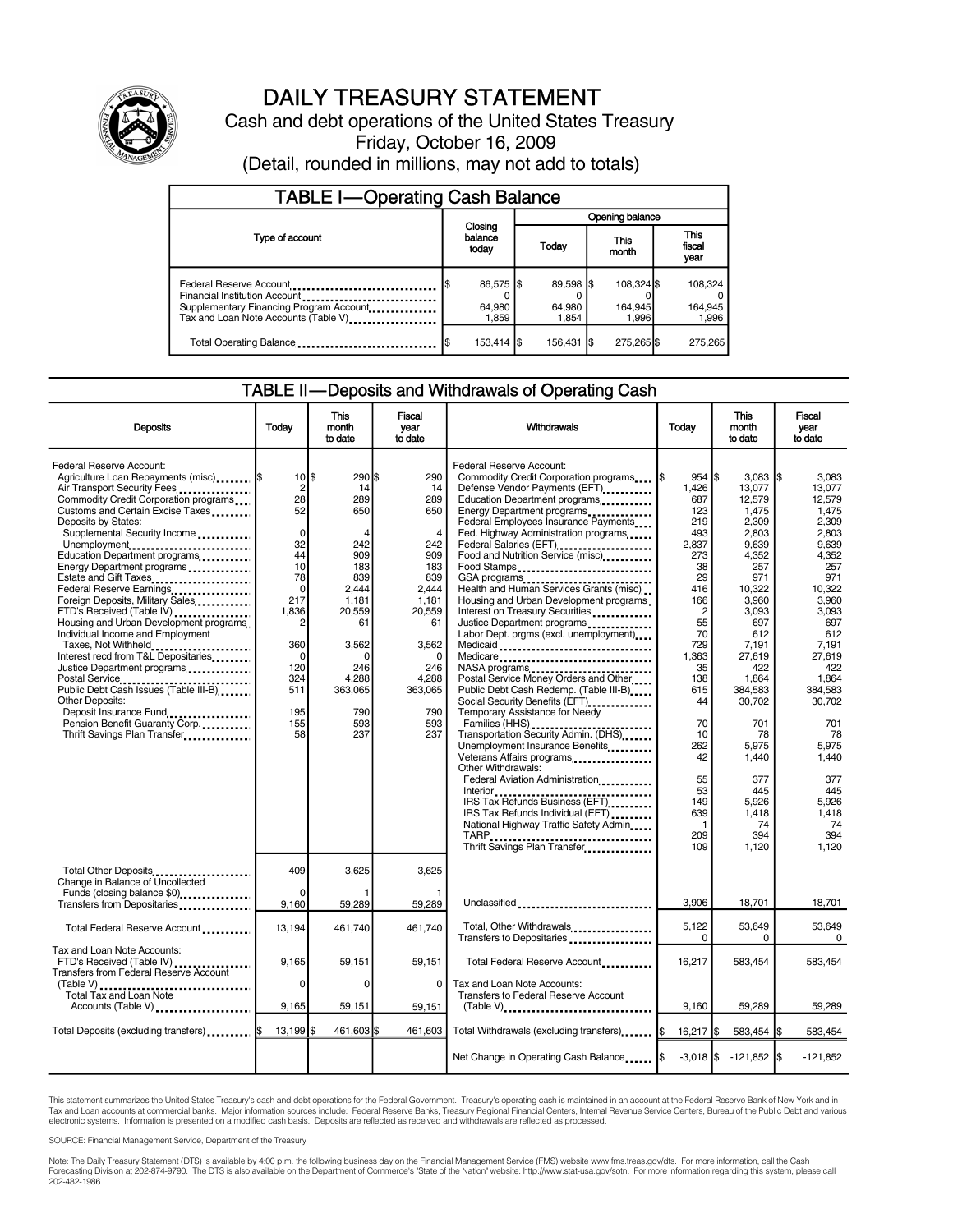# DAILY TREASURY STATEMENT

Cash and debt operations of the United States Treasury

Friday, October 16, 2009

(Detail, rounded in millions, may not add to totals)

## TABLE I—Operating Cash Balance

| Type of account | Closing balance today | Opening balance Today | Opening balance This month | Opening balance This fiscal year |
|---|---|---|---|---|
| Federal Reserve Account | $ 86,575 | $ 89,598 | $ 108,324 | $ 108,324 |
| Financial Institution Account | 0 | 0 | 0 | 0 |
| Supplementary Financing Program Account | 64,980 | 64,980 | 164,945 | 164,945 |
| Tax and Loan Note Accounts (Table V) | 1,859 | 1,854 | 1,996 | 1,996 |
| Total Operating Balance | $ 153,414 | $ 156,431 | $ 275,265 | $ 275,265 |

## TABLE II—Deposits and Withdrawals of Operating Cash

| Deposits | Today | This month to date | Fiscal year to date |
|---|---|---|---|
| Federal Reserve Account: | | | |
| Agriculture Loan Repayments (misc) | $ 10 | $ 290 | $ 290 |
| Air Transport Security Fees | 2 | 14 | 14 |
| Commodity Credit Corporation programs | 28 | 289 | 289 |
| Customs and Certain Excise Taxes | 52 | 650 | 650 |
| Deposits by States: | | | |
| Supplemental Security Income | 0 | 4 | 4 |
| Unemployment | 32 | 242 | 242 |
| Education Department programs | 44 | 909 | 909 |
| Energy Department programs | 10 | 183 | 183 |
| Estate and Gift Taxes | 78 | 839 | 839 |
| Federal Reserve Earnings | 0 | 2,444 | 2,444 |
| Foreign Deposits, Military Sales | 217 | 1,181 | 1,181 |
| FTD's Received (Table IV) | 1,836 | 20,559 | 20,559 |
| Housing and Urban Development programs | 2 | 61 | 61 |
| Individual Income and Employment Taxes, Not Withheld | 360 | 3,562 | 3,562 |
| Interest recd from T&L Depositaries | 0 | 0 | 0 |
| Justice Department programs | 120 | 246 | 246 |
| Postal Service | 324 | 4,288 | 4,288 |
| Public Debt Cash Issues (Table III-B) | 511 | 363,065 | 363,065 |
| Other Deposits: | | | |
| Deposit Insurance Fund | 195 | 790 | 790 |
| Pension Benefit Guaranty Corp. | 155 | 593 | 593 |
| Thrift Savings Plan Transfer | 58 | 237 | 237 |
| Total Other Deposits | 409 | 3,625 | 3,625 |
| Change in Balance of Uncollected Funds (closing balance $0) | 0 | 1 | 1 |
| Transfers from Depositaries | 9,160 | 59,289 | 59,289 |
| Total Federal Reserve Account | 13,194 | 461,740 | 461,740 |
| Tax and Loan Note Accounts: | | | |
| FTD's Received (Table IV) | 9,165 | 59,151 | 59,151 |
| Transfers from Federal Reserve Account (Table V) | 0 | 0 | 0 |
| Total Tax and Loan Note Accounts (Table V) | 9,165 | 59,151 | 59,151 |
| Total Deposits (excluding transfers) | $ 13,199 | $ 461,603 | $ 461,603 |

| Withdrawals | Today | This month to date | Fiscal year to date |
|---|---|---|---|
| Federal Reserve Account: | | | |
| Commodity Credit Corporation programs | $ 954 | $ 3,083 | $ 3,083 |
| Defense Vendor Payments (EFT) | 1,426 | 13,077 | 13,077 |
| Education Department programs | 687 | 12,579 | 12,579 |
| Energy Department programs | 123 | 1,475 | 1,475 |
| Federal Employees Insurance Payments | 219 | 2,309 | 2,309 |
| Fed. Highway Administration programs | 493 | 2,803 | 2,803 |
| Federal Salaries (EFT) | 2,837 | 9,639 | 9,639 |
| Food and Nutrition Service (misc) | 273 | 4,352 | 4,352 |
| Food Stamps | 38 | 257 | 257 |
| GSA programs | 29 | 971 | 971 |
| Health and Human Services Grants (misc) | 416 | 10,322 | 10,322 |
| Housing and Urban Development programs | 166 | 3,960 | 3,960 |
| Interest on Treasury Securities | 2 | 3,093 | 3,093 |
| Justice Department programs | 55 | 697 | 697 |
| Labor Dept. prgms (excl. unemployment) | 70 | 612 | 612 |
| Medicaid | 729 | 7,191 | 7,191 |
| Medicare | 1,363 | 27,619 | 27,619 |
| NASA programs | 35 | 422 | 422 |
| Postal Service Money Orders and Other | 138 | 1,864 | 1,864 |
| Public Debt Cash Redemp. (Table III-B) | 615 | 384,583 | 384,583 |
| Social Security Benefits (EFT) | 44 | 30,702 | 30,702 |
| Temporary Assistance for Needy Families (HHS) | 70 | 701 | 701 |
| Transportation Security Admin. (DHS) | 10 | 78 | 78 |
| Unemployment Insurance Benefits | 262 | 5,975 | 5,975 |
| Veterans Affairs programs | 42 | 1,440 | 1,440 |
| Other Withdrawals: | | | |
| Federal Aviation Administration | 55 | 377 | 377 |
| Interior | 53 | 445 | 445 |
| IRS Tax Refunds Business (EFT) | 149 | 5,926 | 5,926 |
| IRS Tax Refunds Individual (EFT) | 639 | 1,418 | 1,418 |
| National Highway Traffic Safety Admin | 1 | 74 | 74 |
| TARP | 209 | 394 | 394 |
| Thrift Savings Plan Transfer | 109 | 1,120 | 1,120 |
| Unclassified | 3,906 | 18,701 | 18,701 |
| Total, Other Withdrawals | 5,122 | 53,649 | 53,649 |
| Transfers to Depositaries | 0 | 0 | 0 |
| Total Federal Reserve Account | 16,217 | 583,454 | 583,454 |
| Tax and Loan Note Accounts: | | | |
| Transfers to Federal Reserve Account (Table V) | 9,160 | 59,289 | 59,289 |
| Total Withdrawals (excluding transfers) | $ 16,217 | $ 583,454 | $ 583,454 |
| Net Change in Operating Cash Balance | $ -3,018 | $ -121,852 | $ -121,852 |

This statement summarizes the United States Treasury's cash and debt operations for the Federal Government. Treasury's operating cash is maintained in an account at the Federal Reserve Bank of New York and in Tax and Loan accounts at commercial banks. Major information sources include: Federal Reserve Banks, Treasury Regional Financial Centers, Internal Revenue Service Centers, Bureau of the Public Debt and various electronic systems. Information is presented on a modified cash basis. Deposits are reflected as received and withdrawals are reflected as processed.

SOURCE: Financial Management Service, Department of the Treasury

Note: The Daily Treasury Statement (DTS) is available by 4:00 p.m. the following business day on the Financial Management Service (FMS) website www.fms.treas.gov/dts. For more information, call the Cash Forecasting Division at 202-874-9790. The DTS is also available on the Department of Commerce's "State of the Nation" website: http://www.stat-usa.gov/sotn. For more information regarding this system, please call 202-482-1986.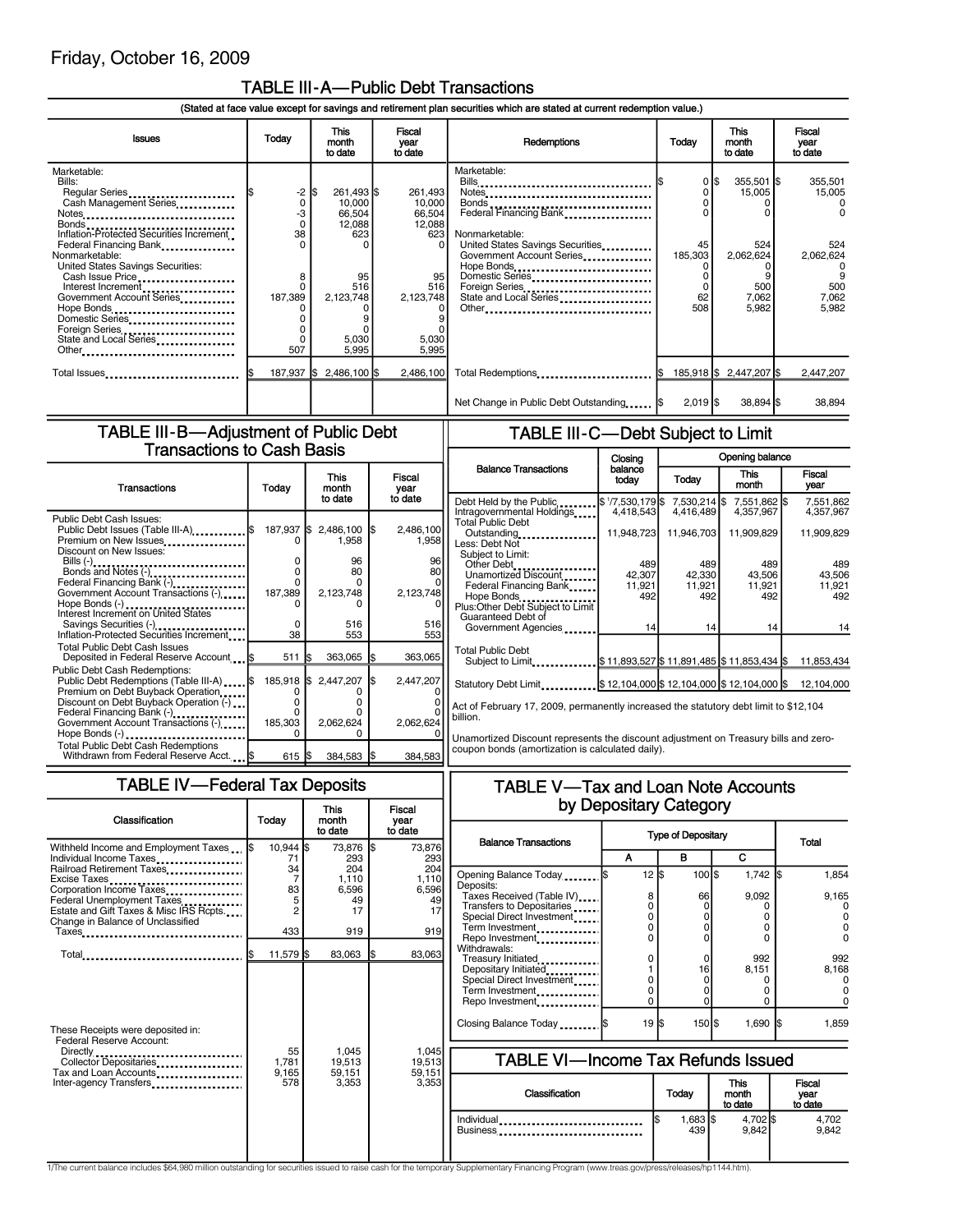Friday, October 16, 2009

## TABLE III-A—Public Debt Transactions

(Stated at face value except for savings and retirement plan securities which are stated at current redemption value.)

| Issues | Today | This month to date | Fiscal year to date | Redemptions | Today | This month to date | Fiscal year to date |
|---|---|---|---|---|---|---|---|
| Marketable: | | | | Marketable: | | | |
| Bills: | | | | Bills | $ 0 | $ 355,501 | $ 355,501 |
| Regular Series | $ -2 | $ 261,493 | $ 261,493 | Notes | 0 | 15,005 | 15,005 |
| Cash Management Series | 0 | 10,000 | 10,000 | Bonds | 0 | 0 | 0 |
| Notes | -3 | 66,504 | 66,504 | Federal Financing Bank | 0 | 0 | 0 |
| Bonds | 0 | 12,088 | 12,088 | | | | |
| Inflation-Protected Securities Increment | 38 | 623 | 623 | Nonmarketable: | | | |
| Federal Financing Bank | 0 | 0 | 0 | United States Savings Securities | 45 | 524 | 524 |
| Nonmarketable: | | | | Government Account Series | 185,303 | 2,062,624 | 2,062,624 |
| United States Savings Securities: | | | | Hope Bonds | 0 | 0 | 0 |
| Cash Issue Price | 8 | 95 | 95 | Domestic Series | 0 | 9 | 9 |
| Interest Increment | 0 | 516 | 516 | Foreign Series | 0 | 500 | 500 |
| Government Account Series | 187,389 | 2,123,748 | 2,123,748 | State and Local Series | 62 | 7,062 | 7,062 |
| Hope Bonds | 0 | 0 | 0 | Other | 508 | 5,982 | 5,982 |
| Domestic Series | 0 | 9 | 9 | | | | |
| Foreign Series | 0 | 0 | 0 | | | | |
| State and Local Series | 0 | 5,030 | 5,030 | | | | |
| Other | 507 | 5,995 | 5,995 | | | | |
| Total Issues | $ 187,937 | $ 2,486,100 | $ 2,486,100 | Total Redemptions | $ 185,918 | $ 2,447,207 | $ 2,447,207 |
| | | | | Net Change in Public Debt Outstanding | $ 2,019 | $ 38,894 | $ 38,894 |

## TABLE III-B—Adjustment of Public Debt Transactions to Cash Basis

| Transactions | Today | This month to date | Fiscal year to date |
|---|---|---|---|
| Public Debt Cash Issues: | | | |
| Public Debt Issues (Table III-A) | $ 187,937 | $ 2,486,100 | $ 2,486,100 |
| Premium on New Issues | 0 | 1,958 | 1,958 |
| Discount on New Issues: | | | |
| Bills (-) | 0 | 96 | 96 |
| Bonds and Notes (-) | 0 | 80 | 80 |
| Federal Financing Bank (-) | 0 | 0 | 0 |
| Government Account Transactions (-) | 187,389 | 2,123,748 | 2,123,748 |
| Hope Bonds (-) | 0 | 0 | 0 |
| Interest Increment on United States Savings Securities (-) | 0 | 516 | 516 |
| Inflation-Protected Securities Increment | 38 | 553 | 553 |
| Total Public Debt Cash Issues Deposited in Federal Reserve Account | $ 511 | $ 363,065 | $ 363,065 |
| Public Debt Cash Redemptions: | | | |
| Public Debt Redemptions (Table III-A) | $ 185,918 | $ 2,447,207 | $ 2,447,207 |
| Premium on Debt Buyback Operation | 0 | 0 | 0 |
| Discount on Debt Buyback Operation (-) | 0 | 0 | 0 |
| Federal Financing Bank (-) | 0 | 0 | 0 |
| Government Account Transactions (-) | 185,303 | 2,062,624 | 2,062,624 |
| Hope Bonds (-) | 0 | 0 | 0 |
| Total Public Debt Cash Redemptions Withdrawn from Federal Reserve Acct. | $ 615 | $ 384,583 | $ 384,583 |

## TABLE III-C—Debt Subject to Limit

| Balance Transactions | Closing balance today | Opening balance | | |
|---|---|---|---|---|
| | | Today | This month | Fiscal year |
| Debt Held by the Public | $ [1]7,530,179 | $ 7,530,214 | $ 7,551,862 | $ 7,551,862 |
| Intragovernmental Holdings | 4,418,543 | 4,416,489 | 4,357,967 | 4,357,967 |
| Total Public Debt Outstanding | 11,948,723 | 11,946,703 | 11,909,829 | 11,909,829 |
| Less: Debt Not Subject to Limit: | | | | |
| Other Debt | 489 | 489 | 489 | 489 |
| Unamortized Discount | 42,307 | 42,330 | 43,506 | 43,506 |
| Federal Financing Bank | 11,921 | 11,921 | 11,921 | 11,921 |
| Hope Bonds | 492 | 492 | 492 | 492 |
| Plus: Other Debt Subject to Limit Guaranteed Debt of Government Agencies | 14 | 14 | 14 | 14 |
| Total Public Debt Subject to Limit | $ 11,893,527 | $ 11,891,485 | $ 11,853,434 | $ 11,853,434 |
| Statutory Debt Limit | $ 12,104,000 | $ 12,104,000 | $ 12,104,000 | $ 12,104,000 |

Act of February 17, 2009, permanently increased the statutory debt limit to $12,104 billion.

Unamortized Discount represents the discount adjustment on Treasury bills and zero-coupon bonds (amortization is calculated daily).

## TABLE IV—Federal Tax Deposits

| Classification | Today | This month to date | Fiscal year to date |
|---|---|---|---|
| Withheld Income and Employment Taxes | $ 10,944 | $ 73,876 | $ 73,876 |
| Individual Income Taxes | 71 | 293 | 293 |
| Railroad Retirement Taxes | 34 | 204 | 204 |
| Excise Taxes | 7 | 1,110 | 1,110 |
| Corporation Income Taxes | 83 | 6,596 | 6,596 |
| Federal Unemployment Taxes | 5 | 49 | 49 |
| Estate and Gift Taxes & Misc IRS Rcpts. | 2 | 17 | 17 |
| Change in Balance of Unclassified Taxes | 433 | 919 | 919 |
| Total | $ 11,579 | $ 83,063 | $ 83,063 |
| These Receipts were deposited in: | | | |
| Federal Reserve Account: | | | |
| Directly | 55 | 1,045 | 1,045 |
| Collector Depositaries | 1,781 | 19,513 | 19,513 |
| Tax and Loan Accounts | 9,165 | 59,151 | 59,151 |
| Inter-agency Transfers | 578 | 3,353 | 3,353 |

## TABLE V—Tax and Loan Note Accounts by Depositary Category

| Balance Transactions | Type of Depositary | | | Total |
|---|---|---|---|---|
| | A | B | C | |
| Opening Balance Today | $ 12 | $ 100 | $ 1,742 | $ 1,854 |
| Deposits: | | | | |
| Taxes Received (Table IV) | 8 | 66 | 9,092 | 9,165 |
| Transfers to Depositaries | 0 | 0 | 0 | 0 |
| Special Direct Investment | 0 | 0 | 0 | 0 |
| Term Investment | 0 | 0 | 0 | 0 |
| Repo Investment | 0 | 0 | 0 | 0 |
| Withdrawals: | | | | |
| Treasury Initiated | 0 | 0 | 992 | 992 |
| Depositary Initiated | 1 | 16 | 8,151 | 8,168 |
| Special Direct Investment | 0 | 0 | 0 | 0 |
| Term Investment | 0 | 0 | 0 | 0 |
| Repo Investment | 0 | 0 | 0 | 0 |
| Closing Balance Today | $ 19 | $ 150 | $ 1,690 | $ 1,859 |

## TABLE VI—Income Tax Refunds Issued

| Classification | Today | This month to date | Fiscal year to date |
|---|---|---|---|
| Individual | $ 1,683 | $ 4,702 | $ 4,702 |
| Business | 439 | 9,842 | 9,842 |

1/The current balance includes $64,980 million outstanding for securities issued to raise cash for the temporary Supplementary Financing Program (www.treas.gov/press/releases/hp1144.htm).